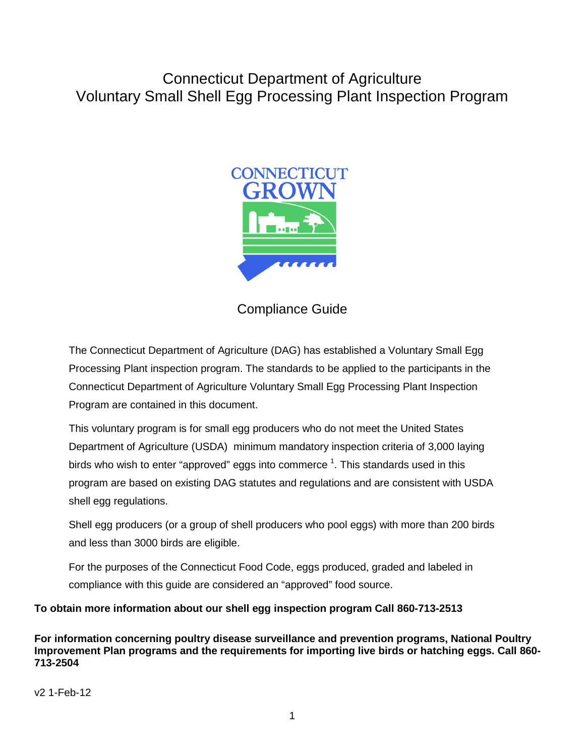# Connecticut Department of Agriculture
# Voluntary Small Shell Egg Processing Plant Inspection Program

CONNECTICUT GROWN

## Compliance Guide

The Connecticut Department of Agriculture (DAG) has established a Voluntary Small Egg Processing Plant inspection program. The standards to be applied to the participants in the Connecticut Department of Agriculture Voluntary Small Egg Processing Plant Inspection Program are contained in this document.

This voluntary program is for small egg producers who do not meet the United States Department of Agriculture (USDA) minimum mandatory inspection criteria of 3,000 laying birds who wish to enter "approved" eggs into commerce [1]. This standards used in this program are based on existing DAG statutes and regulations and are consistent with USDA shell egg regulations.

Shell egg producers (or a group of shell producers who pool eggs) with more than 200 birds and less than 3000 birds are eligible.

For the purposes of the Connecticut Food Code, eggs produced, graded and labeled in compliance with this guide are considered an "approved" food source.

**To obtain more information about our shell egg inspection program Call 860-713-2513**

**For information concerning poultry disease surveillance and prevention programs, National Poultry Improvement Plan programs and the requirements for importing live birds or hatching eggs. Call 860-713-2504**

v2 1-Feb-12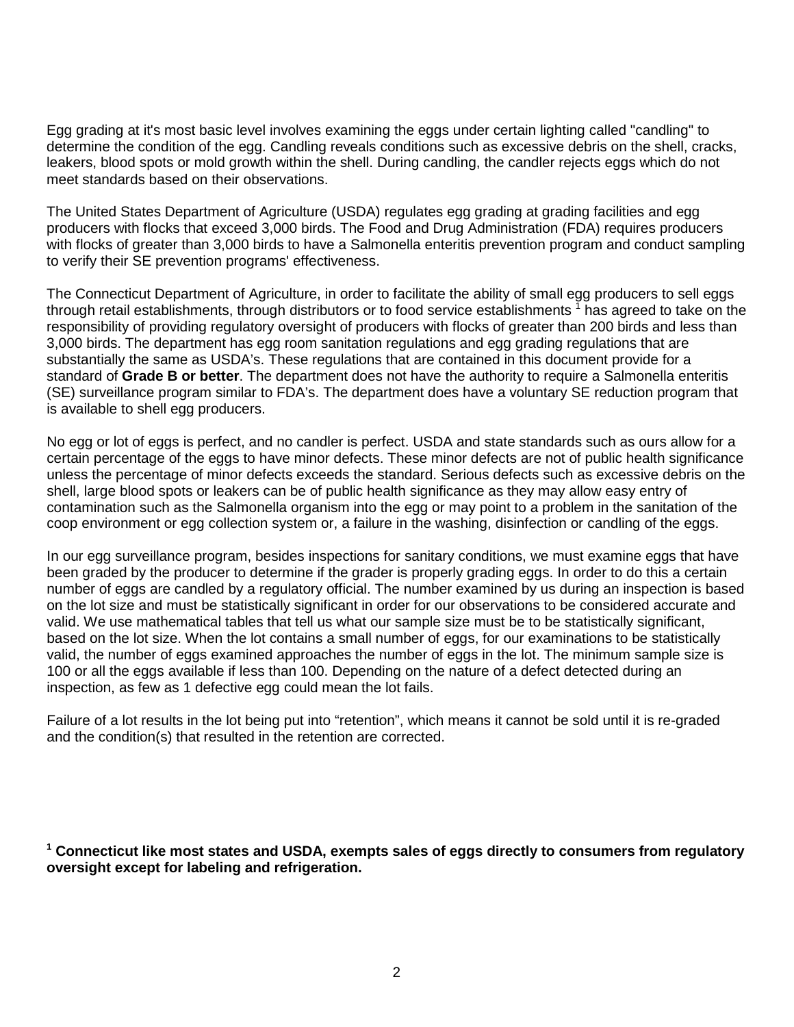Egg grading at it's most basic level involves examining the eggs under certain lighting called "candling" to determine the condition of the egg. Candling reveals conditions such as excessive debris on the shell, cracks, leakers, blood spots or mold growth within the shell. During candling, the candler rejects eggs which do not meet standards based on their observations.

The United States Department of Agriculture (USDA) regulates egg grading at grading facilities and egg producers with flocks that exceed 3,000 birds. The Food and Drug Administration (FDA) requires producers with flocks of greater than 3,000 birds to have a Salmonella enteritis prevention program and conduct sampling to verify their SE prevention programs' effectiveness.

The Connecticut Department of Agriculture, in order to facilitate the ability of small egg producers to sell eggs through retail establishments, through distributors or to food service establishments [1] has agreed to take on the responsibility of providing regulatory oversight of producers with flocks of greater than 200 birds and less than 3,000 birds. The department has egg room sanitation regulations and egg grading regulations that are substantially the same as USDA's. These regulations that are contained in this document provide for a standard of **Grade B or better**. The department does not have the authority to require a Salmonella enteritis (SE) surveillance program similar to FDA's. The department does have a voluntary SE reduction program that is available to shell egg producers.

No egg or lot of eggs is perfect, and no candler is perfect. USDA and state standards such as ours allow for a certain percentage of the eggs to have minor defects. These minor defects are not of public health significance unless the percentage of minor defects exceeds the standard. Serious defects such as excessive debris on the shell, large blood spots or leakers can be of public health significance as they may allow easy entry of contamination such as the Salmonella organism into the egg or may point to a problem in the sanitation of the coop environment or egg collection system or, a failure in the washing, disinfection or candling of the eggs.

In our egg surveillance program, besides inspections for sanitary conditions, we must examine eggs that have been graded by the producer to determine if the grader is properly grading eggs. In order to do this a certain number of eggs are candled by a regulatory official. The number examined by us during an inspection is based on the lot size and must be statistically significant in order for our observations to be considered accurate and valid. We use mathematical tables that tell us what our sample size must be to be statistically significant, based on the lot size. When the lot contains a small number of eggs, for our examinations to be statistically valid, the number of eggs examined approaches the number of eggs in the lot. The minimum sample size is 100 or all the eggs available if less than 100. Depending on the nature of a defect detected during an inspection, as few as 1 defective egg could mean the lot fails.

Failure of a lot results in the lot being put into "retention", which means it cannot be sold until it is re-graded and the condition(s) that resulted in the retention are corrected.

[1] **Connecticut like most states and USDA, exempts sales of eggs directly to consumers from regulatory oversight except for labeling and refrigeration.**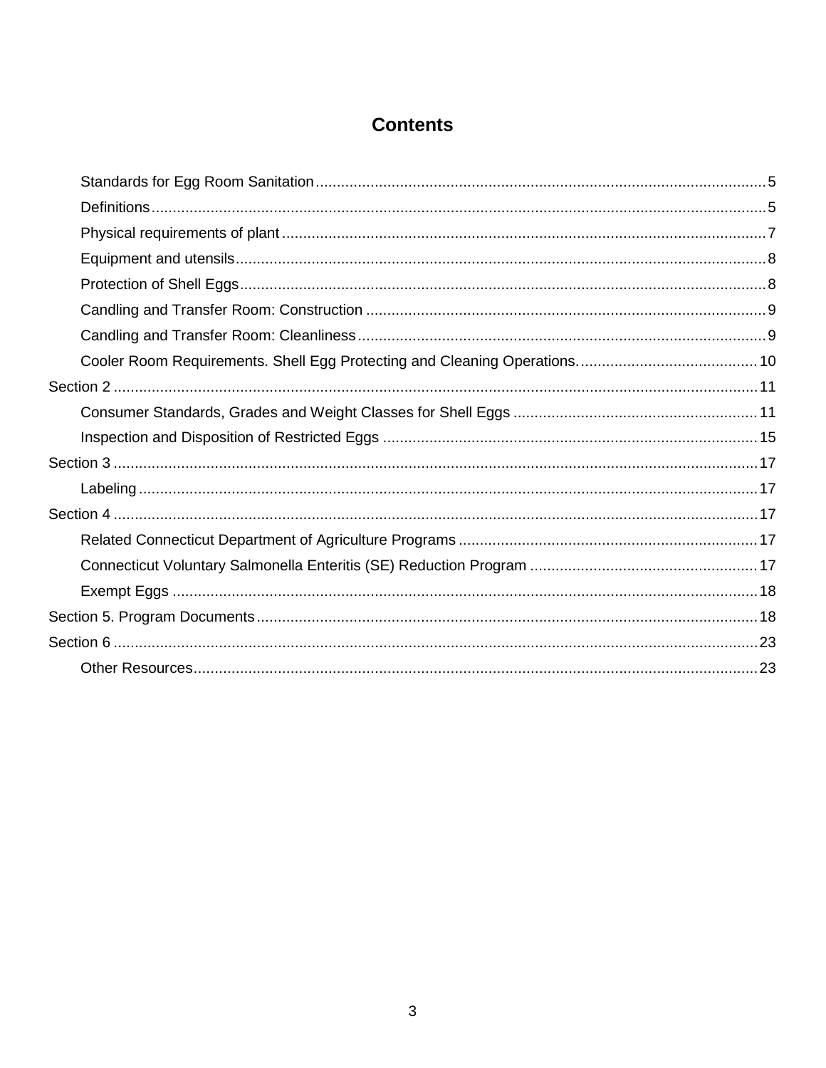# Contents

- Standards for Egg Room Sanitation ..... 5
- Definitions ..... 5
- Physical requirements of plant ..... 7
- Equipment and utensils ..... 8
- Protection of Shell Eggs ..... 8
- Candling and Transfer Room: Construction ..... 9
- Candling and Transfer Room: Cleanliness ..... 9
- Cooler Room Requirements. Shell Egg Protecting and Cleaning Operations. ..... 10

Section 2 ..... 11

- Consumer Standards, Grades and Weight Classes for Shell Eggs ..... 11
- Inspection and Disposition of Restricted Eggs ..... 15

Section 3 ..... 17

- Labeling ..... 17

Section 4 ..... 17

- Related Connecticut Department of Agriculture Programs ..... 17
- Connecticut Voluntary Salmonella Enteritis (SE) Reduction Program ..... 17
- Exempt Eggs ..... 18

Section 5. Program Documents ..... 18

Section 6 ..... 23

- Other Resources ..... 23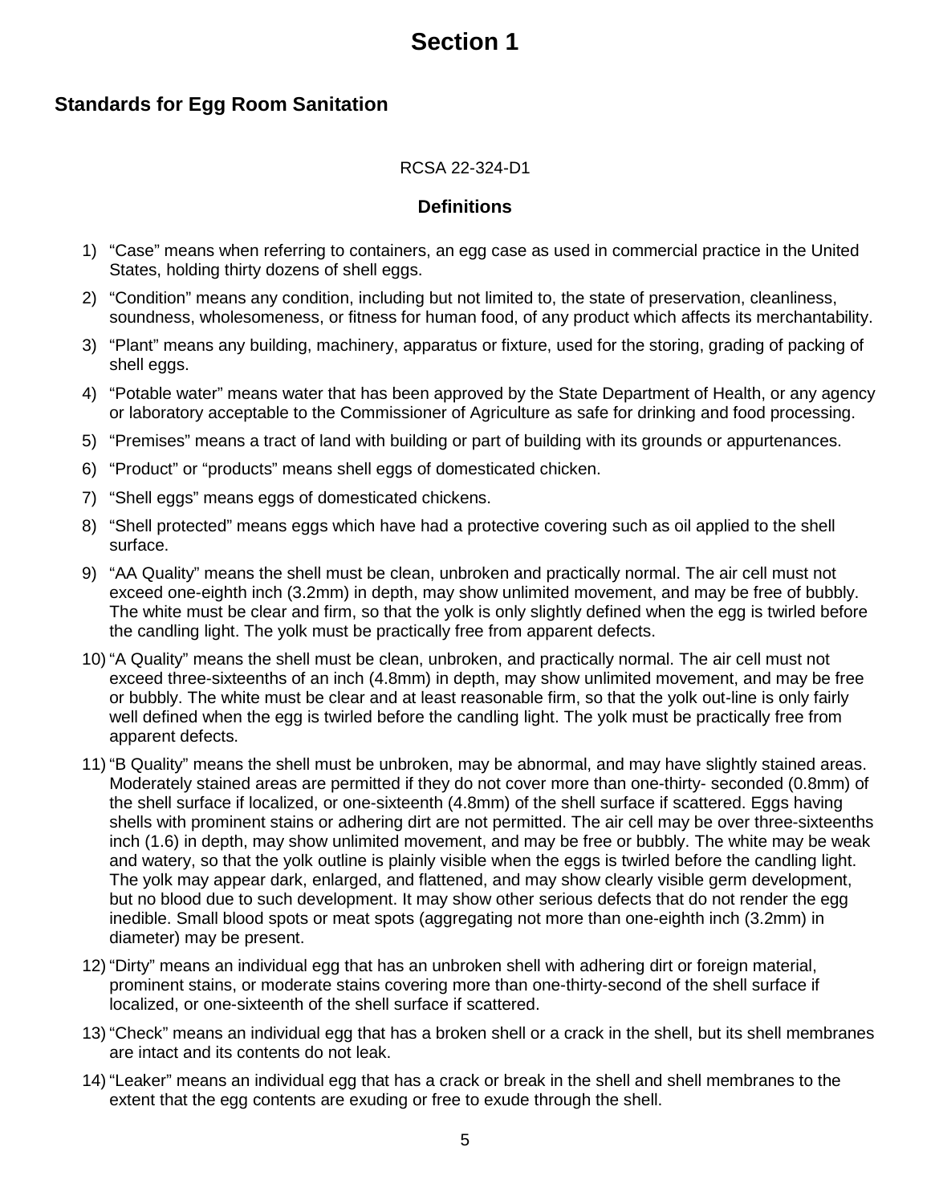# Section 1

## Standards for Egg Room Sanitation

RCSA 22-324-D1

### Definitions

1) “Case” means when referring to containers, an egg case as used in commercial practice in the United States, holding thirty dozens of shell eggs.
2) “Condition” means any condition, including but not limited to, the state of preservation, cleanliness, soundness, wholesomeness, or fitness for human food, of any product which affects its merchantability.
3) “Plant” means any building, machinery, apparatus or fixture, used for the storing, grading of packing of shell eggs.
4) “Potable water” means water that has been approved by the State Department of Health, or any agency or laboratory acceptable to the Commissioner of Agriculture as safe for drinking and food processing.
5) “Premises” means a tract of land with building or part of building with its grounds or appurtenances.
6) “Product” or “products” means shell eggs of domesticated chicken.
7) “Shell eggs” means eggs of domesticated chickens.
8) “Shell protected” means eggs which have had a protective covering such as oil applied to the shell surface.
9) “AA Quality” means the shell must be clean, unbroken and practically normal. The air cell must not exceed one-eighth inch (3.2mm) in depth, may show unlimited movement, and may be free of bubbly. The white must be clear and firm, so that the yolk is only slightly defined when the egg is twirled before the candling light. The yolk must be practically free from apparent defects.
10) “A Quality” means the shell must be clean, unbroken, and practically normal. The air cell must not exceed three-sixteenths of an inch (4.8mm) in depth, may show unlimited movement, and may be free or bubbly. The white must be clear and at least reasonable firm, so that the yolk out-line is only fairly well defined when the egg is twirled before the candling light. The yolk must be practically free from apparent defects.
11) “B Quality” means the shell must be unbroken, may be abnormal, and may have slightly stained areas. Moderately stained areas are permitted if they do not cover more than one-thirty- seconded (0.8mm) of the shell surface if localized, or one-sixteenth (4.8mm) of the shell surface if scattered. Eggs having shells with prominent stains or adhering dirt are not permitted. The air cell may be over three-sixteenths inch (1.6) in depth, may show unlimited movement, and may be free or bubbly. The white may be weak and watery, so that the yolk outline is plainly visible when the eggs is twirled before the candling light. The yolk may appear dark, enlarged, and flattened, and may show clearly visible germ development, but no blood due to such development. It may show other serious defects that do not render the egg inedible. Small blood spots or meat spots (aggregating not more than one-eighth inch (3.2mm) in diameter) may be present.
12) “Dirty” means an individual egg that has an unbroken shell with adhering dirt or foreign material, prominent stains, or moderate stains covering more than one-thirty-second of the shell surface if localized, or one-sixteenth of the shell surface if scattered.
13) “Check” means an individual egg that has a broken shell or a crack in the shell, but its shell membranes are intact and its contents do not leak.
14) “Leaker” means an individual egg that has a crack or break in the shell and shell membranes to the extent that the egg contents are exuding or free to exude through the shell.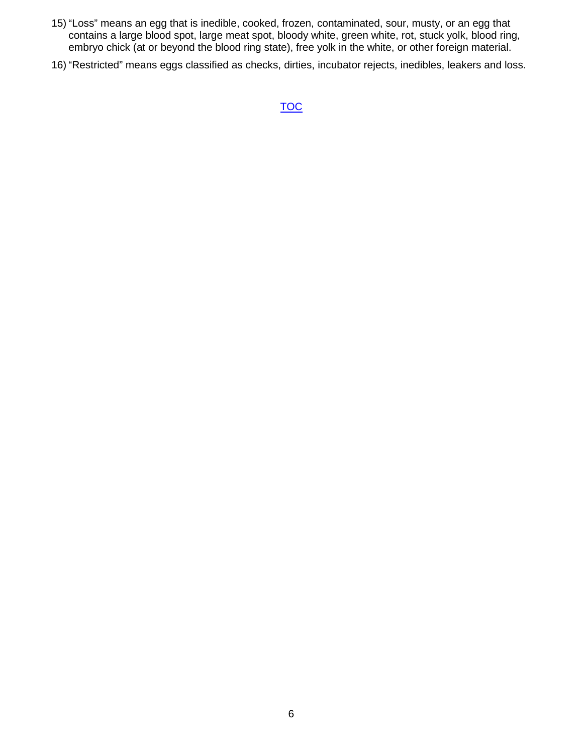15) "Loss" means an egg that is inedible, cooked, frozen, contaminated, sour, musty, or an egg that contains a large blood spot, large meat spot, bloody white, green white, rot, stuck yolk, blood ring, embryo chick (at or beyond the blood ring state), free yolk in the white, or other foreign material.

16) "Restricted" means eggs classified as checks, dirties, incubator rejects, inedibles, leakers and loss.

TOC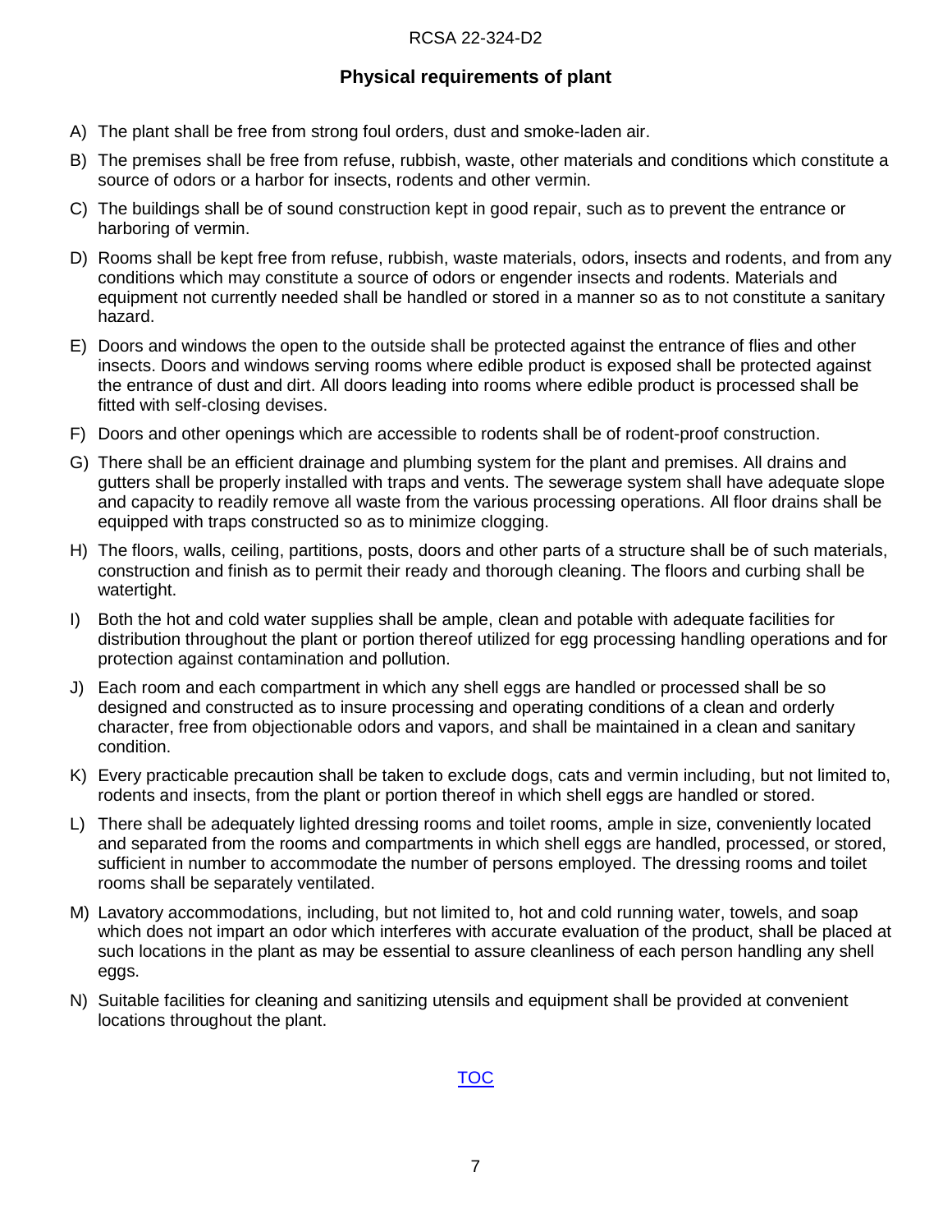RCSA 22-324-D2

## Physical requirements of plant

A) The plant shall be free from strong foul orders, dust and smoke-laden air.

B) The premises shall be free from refuse, rubbish, waste, other materials and conditions which constitute a source of odors or a harbor for insects, rodents and other vermin.

C) The buildings shall be of sound construction kept in good repair, such as to prevent the entrance or harboring of vermin.

D) Rooms shall be kept free from refuse, rubbish, waste materials, odors, insects and rodents, and from any conditions which may constitute a source of odors or engender insects and rodents. Materials and equipment not currently needed shall be handled or stored in a manner so as to not constitute a sanitary hazard.

E) Doors and windows the open to the outside shall be protected against the entrance of flies and other insects. Doors and windows serving rooms where edible product is exposed shall be protected against the entrance of dust and dirt. All doors leading into rooms where edible product is processed shall be fitted with self-closing devises.

F) Doors and other openings which are accessible to rodents shall be of rodent-proof construction.

G) There shall be an efficient drainage and plumbing system for the plant and premises. All drains and gutters shall be properly installed with traps and vents. The sewerage system shall have adequate slope and capacity to readily remove all waste from the various processing operations. All floor drains shall be equipped with traps constructed so as to minimize clogging.

H) The floors, walls, ceiling, partitions, posts, doors and other parts of a structure shall be of such materials, construction and finish as to permit their ready and thorough cleaning. The floors and curbing shall be watertight.

I) Both the hot and cold water supplies shall be ample, clean and potable with adequate facilities for distribution throughout the plant or portion thereof utilized for egg processing handling operations and for protection against contamination and pollution.

J) Each room and each compartment in which any shell eggs are handled or processed shall be so designed and constructed as to insure processing and operating conditions of a clean and orderly character, free from objectionable odors and vapors, and shall be maintained in a clean and sanitary condition.

K) Every practicable precaution shall be taken to exclude dogs, cats and vermin including, but not limited to, rodents and insects, from the plant or portion thereof in which shell eggs are handled or stored.

L) There shall be adequately lighted dressing rooms and toilet rooms, ample in size, conveniently located and separated from the rooms and compartments in which shell eggs are handled, processed, or stored, sufficient in number to accommodate the number of persons employed. The dressing rooms and toilet rooms shall be separately ventilated.

M) Lavatory accommodations, including, but not limited to, hot and cold running water, towels, and soap which does not impart an odor which interferes with accurate evaluation of the product, shall be placed at such locations in the plant as may be essential to assure cleanliness of each person handling any shell eggs.

N) Suitable facilities for cleaning and sanitizing utensils and equipment shall be provided at convenient locations throughout the plant.

TOC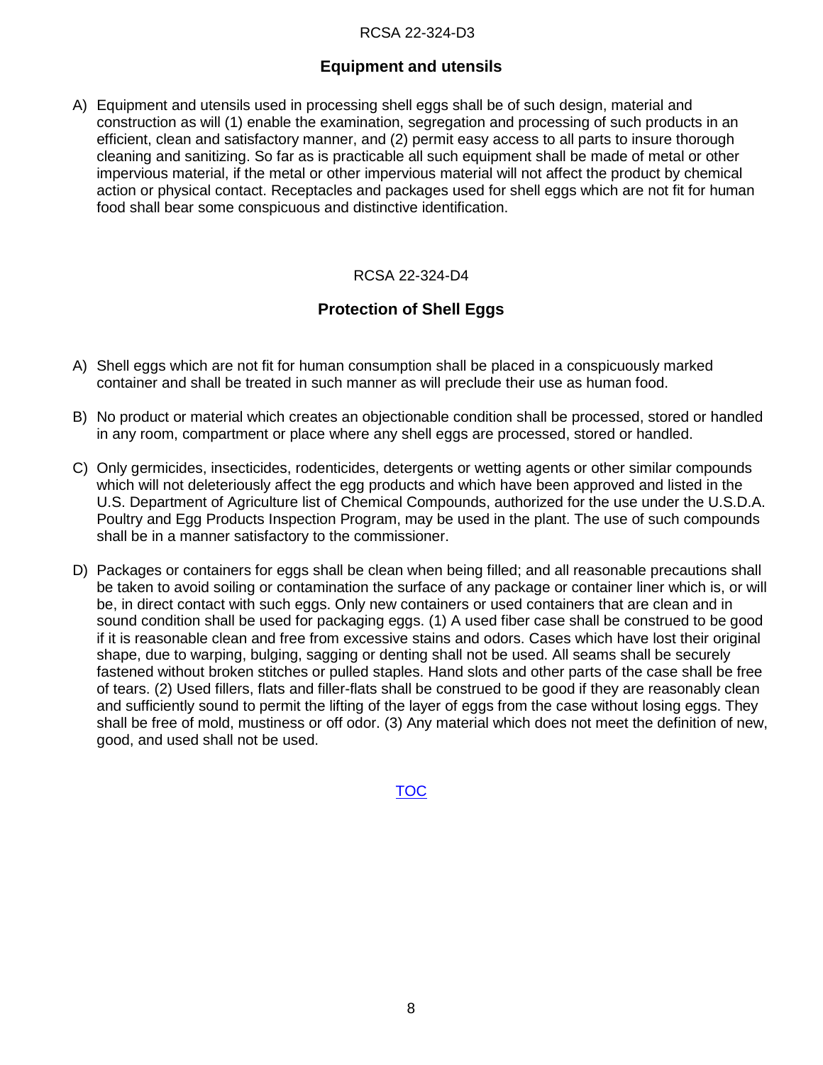RCSA 22-324-D3

## Equipment and utensils

A) Equipment and utensils used in processing shell eggs shall be of such design, material and construction as will (1) enable the examination, segregation and processing of such products in an efficient, clean and satisfactory manner, and (2) permit easy access to all parts to insure thorough cleaning and sanitizing. So far as is practicable all such equipment shall be made of metal or other impervious material, if the metal or other impervious material will not affect the product by chemical action or physical contact. Receptacles and packages used for shell eggs which are not fit for human food shall bear some conspicuous and distinctive identification.

RCSA 22-324-D4

## Protection of Shell Eggs

A) Shell eggs which are not fit for human consumption shall be placed in a conspicuously marked container and shall be treated in such manner as will preclude their use as human food.

B) No product or material which creates an objectionable condition shall be processed, stored or handled in any room, compartment or place where any shell eggs are processed, stored or handled.

C) Only germicides, insecticides, rodenticides, detergents or wetting agents or other similar compounds which will not deleteriously affect the egg products and which have been approved and listed in the U.S. Department of Agriculture list of Chemical Compounds, authorized for the use under the U.S.D.A. Poultry and Egg Products Inspection Program, may be used in the plant. The use of such compounds shall be in a manner satisfactory to the commissioner.

D) Packages or containers for eggs shall be clean when being filled; and all reasonable precautions shall be taken to avoid soiling or contamination the surface of any package or container liner which is, or will be, in direct contact with such eggs. Only new containers or used containers that are clean and in sound condition shall be used for packaging eggs. (1) A used fiber case shall be construed to be good if it is reasonable clean and free from excessive stains and odors. Cases which have lost their original shape, due to warping, bulging, sagging or denting shall not be used. All seams shall be securely fastened without broken stitches or pulled staples. Hand slots and other parts of the case shall be free of tears. (2) Used fillers, flats and filler-flats shall be construed to be good if they are reasonably clean and sufficiently sound to permit the lifting of the layer of eggs from the case without losing eggs. They shall be free of mold, mustiness or off odor. (3) Any material which does not meet the definition of new, good, and used shall not be used.

TOC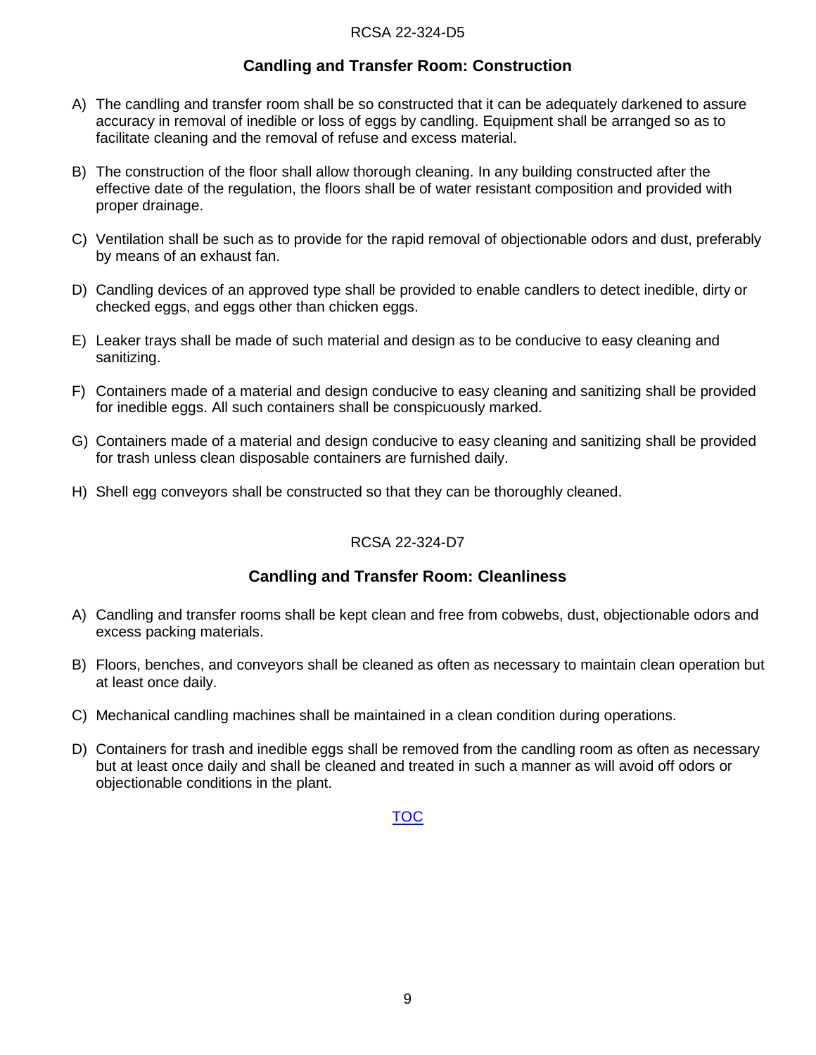RCSA 22-324-D5

## Candling and Transfer Room: Construction

A) The candling and transfer room shall be so constructed that it can be adequately darkened to assure accuracy in removal of inedible or loss of eggs by candling. Equipment shall be arranged so as to facilitate cleaning and the removal of refuse and excess material.

B) The construction of the floor shall allow thorough cleaning. In any building constructed after the effective date of the regulation, the floors shall be of water resistant composition and provided with proper drainage.

C) Ventilation shall be such as to provide for the rapid removal of objectionable odors and dust, preferably by means of an exhaust fan.

D) Candling devices of an approved type shall be provided to enable candlers to detect inedible, dirty or checked eggs, and eggs other than chicken eggs.

E) Leaker trays shall be made of such material and design as to be conducive to easy cleaning and sanitizing.

F) Containers made of a material and design conducive to easy cleaning and sanitizing shall be provided for inedible eggs. All such containers shall be conspicuously marked.

G) Containers made of a material and design conducive to easy cleaning and sanitizing shall be provided for trash unless clean disposable containers are furnished daily.

H) Shell egg conveyors shall be constructed so that they can be thoroughly cleaned.

RCSA 22-324-D7

## Candling and Transfer Room: Cleanliness

A) Candling and transfer rooms shall be kept clean and free from cobwebs, dust, objectionable odors and excess packing materials.

B) Floors, benches, and conveyors shall be cleaned as often as necessary to maintain clean operation but at least once daily.

C) Mechanical candling machines shall be maintained in a clean condition during operations.

D) Containers for trash and inedible eggs shall be removed from the candling room as often as necessary but at least once daily and shall be cleaned and treated in such a manner as will avoid off odors or objectionable conditions in the plant.

TOC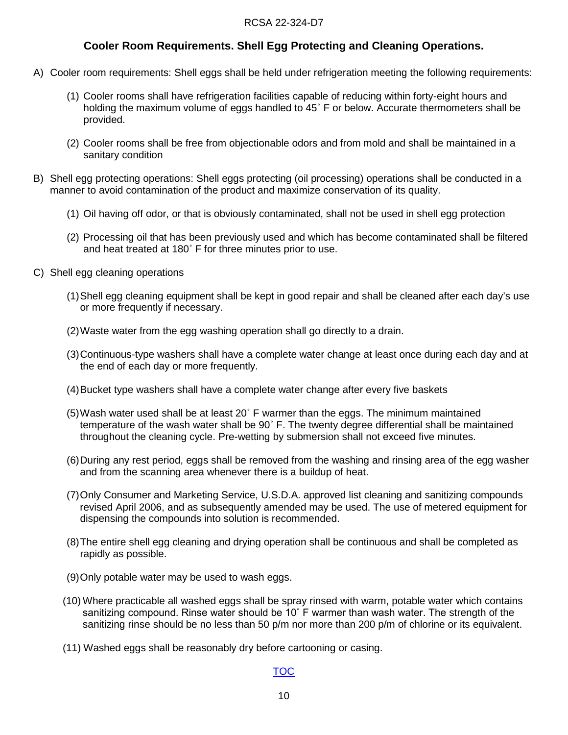RCSA 22-324-D7

## Cooler Room Requirements. Shell Egg Protecting and Cleaning Operations.

A) Cooler room requirements: Shell eggs shall be held under refrigeration meeting the following requirements:

   (1) Cooler rooms shall have refrigeration facilities capable of reducing within forty-eight hours and holding the maximum volume of eggs handled to 45˚ F or below. Accurate thermometers shall be provided.

   (2) Cooler rooms shall be free from objectionable odors and from mold and shall be maintained in a sanitary condition

B) Shell egg protecting operations: Shell eggs protecting (oil processing) operations shall be conducted in a manner to avoid contamination of the product and maximize conservation of its quality.

   (1) Oil having off odor, or that is obviously contaminated, shall not be used in shell egg protection

   (2) Processing oil that has been previously used and which has become contaminated shall be filtered and heat treated at 180˚ F for three minutes prior to use.

C) Shell egg cleaning operations

   (1) Shell egg cleaning equipment shall be kept in good repair and shall be cleaned after each day's use or more frequently if necessary.

   (2) Waste water from the egg washing operation shall go directly to a drain.

   (3) Continuous-type washers shall have a complete water change at least once during each day and at the end of each day or more frequently.

   (4) Bucket type washers shall have a complete water change after every five baskets

   (5) Wash water used shall be at least 20˚ F warmer than the eggs. The minimum maintained temperature of the wash water shall be 90˚ F. The twenty degree differential shall be maintained throughout the cleaning cycle. Pre-wetting by submersion shall not exceed five minutes.

   (6) During any rest period, eggs shall be removed from the washing and rinsing area of the egg washer and from the scanning area whenever there is a buildup of heat.

   (7) Only Consumer and Marketing Service, U.S.D.A. approved list cleaning and sanitizing compounds revised April 2006, and as subsequently amended may be used. The use of metered equipment for dispensing the compounds into solution is recommended.

   (8) The entire shell egg cleaning and drying operation shall be continuous and shall be completed as rapidly as possible.

   (9) Only potable water may be used to wash eggs.

   (10) Where practicable all washed eggs shall be spray rinsed with warm, potable water which contains sanitizing compound. Rinse water should be 10˚ F warmer than wash water. The strength of the sanitizing rinse should be no less than 50 p/m nor more than 200 p/m of chlorine or its equivalent.

   (11) Washed eggs shall be reasonably dry before cartooning or casing.

TOC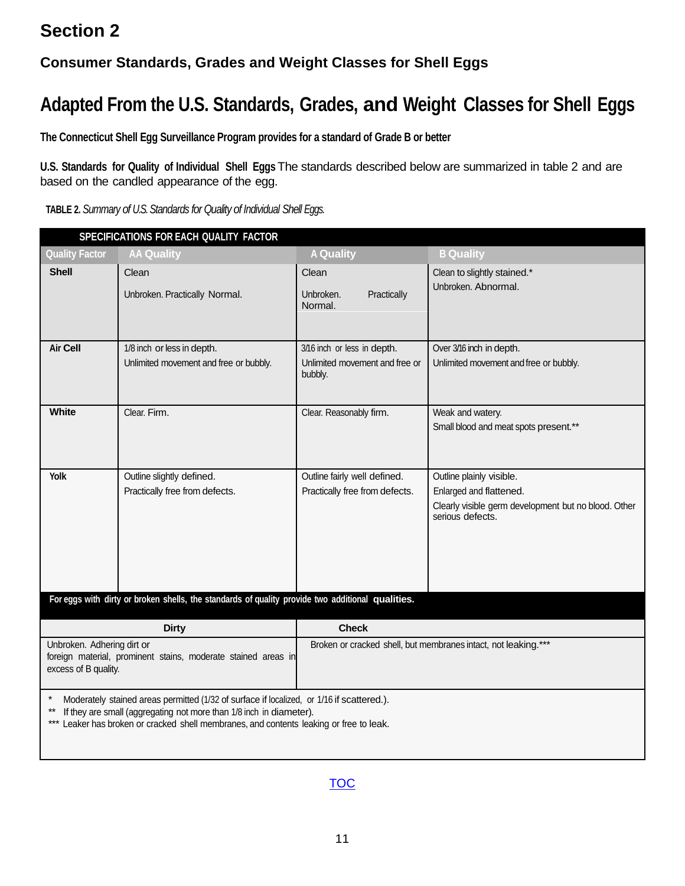# Section 2

## Consumer Standards, Grades and Weight Classes for Shell Eggs

# Adapted From the U.S. Standards, Grades, and Weight Classes for Shell Eggs

**The Connecticut Shell Egg Surveillance Program provides for a standard of Grade B or better**

**U.S. Standards for Quality of Individual Shell Eggs** The standards described below are summarized in table 2 and are based on the candled appearance of the egg.

**TABLE 2.** *Summary of U.S. Standards for Quality of Individual Shell Eggs.*

| SPECIFICATIONS FOR EACH QUALITY FACTOR | | | |
|---|---|---|---|
| **Quality Factor** | **AA Quality** | **A Quality** | **B Quality** |
| **Shell** | Clean<br>Unbroken. Practically Normal. | Clean<br>Unbroken. Practically Normal. | Clean to slightly stained.*<br>Unbroken. Abnormal. |
| **Air Cell** | 1/8 inch or less in depth.<br>Unlimited movement and free or bubbly. | 3/16 inch or less in depth.<br>Unlimited movement and free or bubbly. | Over 3/16 inch in depth.<br>Unlimited movement and free or bubbly. |
| **White** | Clear. Firm. | Clear. Reasonably firm. | Weak and watery.<br>Small blood and meat spots present.** |
| **Yolk** | Outline slightly defined.<br>Practically free from defects. | Outline fairly well defined.<br>Practically free from defects. | Outline plainly visible.<br>Enlarged and flattened.<br>Clearly visible germ development but no blood. Other serious defects. |

**For eggs with dirty or broken shells, the standards of quality provide two additional qualities.**

| Dirty | Check |
|---|---|
| Unbroken. Adhering dirt or foreign material, prominent stains, moderate stained areas in excess of B quality. | Broken or cracked shell, but membranes intact, not leaking.*** |

\* Moderately stained areas permitted (1/32 of surface if localized, or 1/16 if scattered.).
** If they are small (aggregating not more than 1/8 inch in diameter).
*** Leaker has broken or cracked shell membranes, and contents leaking or free to leak.

TOC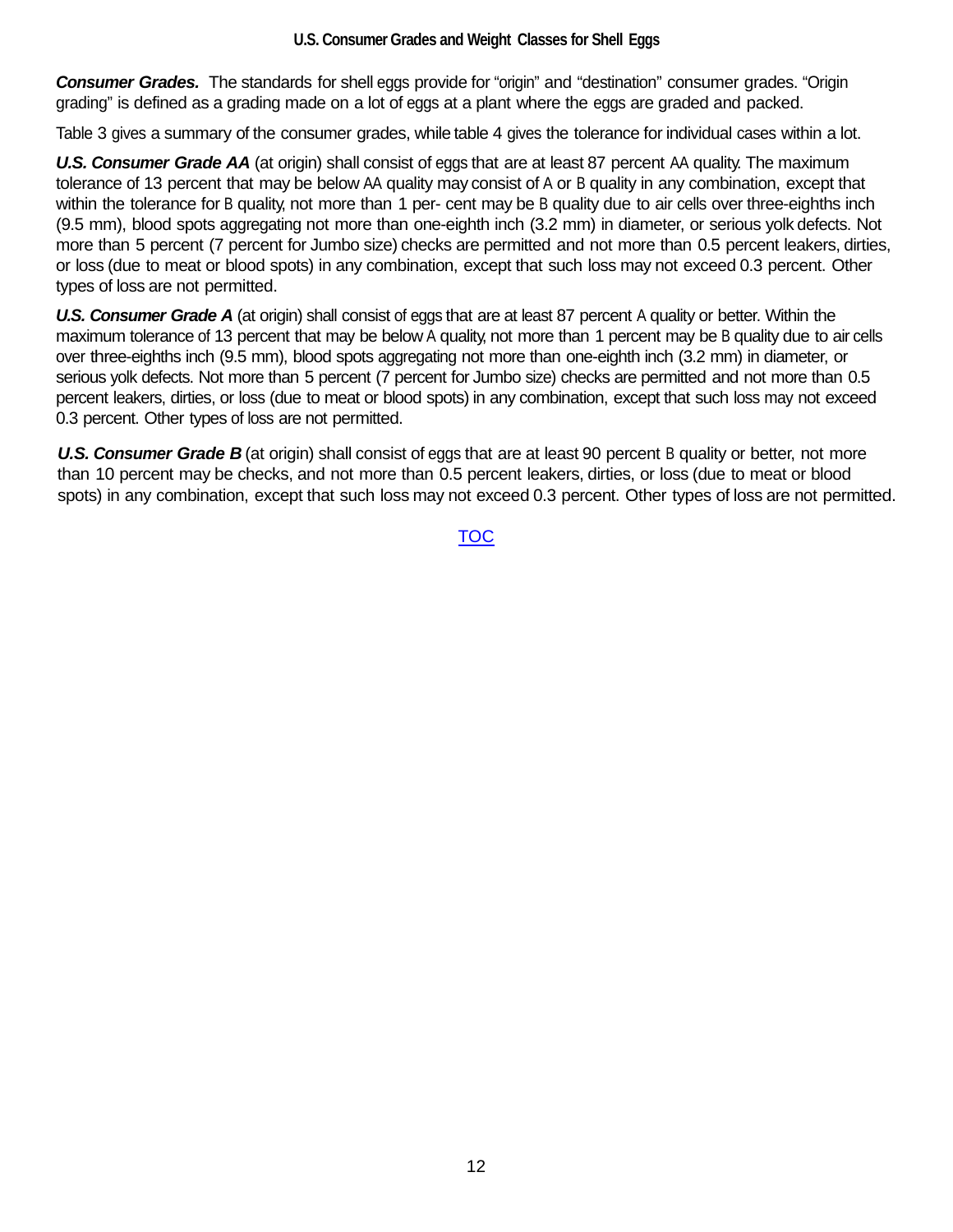## U.S. Consumer Grades and Weight Classes for Shell Eggs

***Consumer Grades.*** The standards for shell eggs provide for "origin" and "destination" consumer grades. "Origin grading" is defined as a grading made on a lot of eggs at a plant where the eggs are graded and packed.

Table 3 gives a summary of the consumer grades, while table 4 gives the tolerance for individual cases within a lot.

***U.S. Consumer Grade AA*** (at origin) shall consist of eggs that are at least 87 percent AA quality. The maximum tolerance of 13 percent that may be below AA quality may consist of A or B quality in any combination, except that within the tolerance for B quality, not more than 1 per- cent may be B quality due to air cells over three-eighths inch (9.5 mm), blood spots aggregating not more than one-eighth inch (3.2 mm) in diameter, or serious yolk defects. Not more than 5 percent (7 percent for Jumbo size) checks are permitted and not more than 0.5 percent leakers, dirties, or loss (due to meat or blood spots) in any combination, except that such loss may not exceed 0.3 percent. Other types of loss are not permitted.

***U.S. Consumer Grade A*** (at origin) shall consist of eggs that are at least 87 percent A quality or better. Within the maximum tolerance of 13 percent that may be below A quality, not more than 1 percent may be B quality due to air cells over three-eighths inch (9.5 mm), blood spots aggregating not more than one-eighth inch (3.2 mm) in diameter, or serious yolk defects. Not more than 5 percent (7 percent for Jumbo size) checks are permitted and not more than 0.5 percent leakers, dirties, or loss (due to meat or blood spots) in any combination, except that such loss may not exceed 0.3 percent. Other types of loss are not permitted.

***U.S. Consumer Grade B*** (at origin) shall consist of eggs that are at least 90 percent B quality or better, not more than 10 percent may be checks, and not more than 0.5 percent leakers, dirties, or loss (due to meat or blood spots) in any combination, except that such loss may not exceed 0.3 percent. Other types of loss are not permitted.

TOC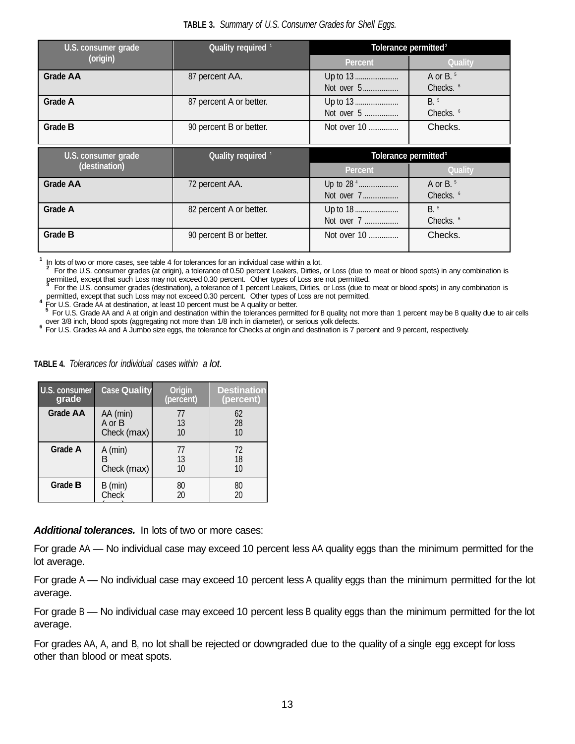**TABLE 3.** *Summary of U.S. Consumer Grades for Shell Eggs.*

| U.S. consumer grade (origin) | Quality required [1] | Tolerance permitted [2] | |
|---|---|---|---|
| | | Percent | Quality |
| Grade AA | 87 percent AA. | Up to 13 ......................<br>Not over 5 .................. | A or B. [5]<br>Checks. [6] |
| Grade A | 87 percent A or better. | Up to 13 ......................<br>Not over 5 .................. | B. [5]<br>Checks. [6] |
| Grade B | 90 percent B or better. | Not over 10 ................ | Checks. |

| U.S. consumer grade (destination) | Quality required [1] | Tolerance permitted [3] | |
|---|---|---|---|
| | | Percent | Quality |
| Grade AA | 72 percent AA. | Up to 28 [4] ....................<br>Not over 7 .................. | A or B. [5]<br>Checks. [6] |
| Grade A | 82 percent A or better. | Up to 18 ......................<br>Not over 7 .................. | B. [5]<br>Checks. [6] |
| Grade B | 90 percent B or better. | Not over 10 ............... | Checks. |

[1] In lots of two or more cases, see table 4 for tolerances for an individual case within a lot.
[2] For the U.S. consumer grades (at origin), a tolerance of 0.50 percent Leakers, Dirties, or Loss (due to meat or blood spots) in any combination is permitted, except that such Loss may not exceed 0.30 percent. Other types of Loss are not permitted.
[3] For the U.S. consumer grades (destination), a tolerance of 1 percent Leakers, Dirties, or Loss (due to meat or blood spots) in any combination is permitted, except that such Loss may not exceed 0.30 percent. Other types of Loss are not permitted.
[4] For U.S. Grade AA at destination, at least 10 percent must be A quality or better.
[5] For U.S. Grade AA and A at origin and destination within the tolerances permitted for B quality, not more than 1 percent may be B quality due to air cells over 3/8 inch, blood spots (aggregating not more than 1/8 inch in diameter), or serious yolk defects.
[6] For U.S. Grades AA and A Jumbo size eggs, the tolerance for Checks at origin and destination is 7 percent and 9 percent, respectively.

**TABLE 4.** *Tolerances for individual cases within a lot.*

| U.S. consumer grade | Case Quality | Origin (percent) | Destination (percent) |
|---|---|---|---|
| Grade AA | AA (min)<br>A or B<br>Check (max) | 77<br>13<br>10 | 62<br>28<br>10 |
| Grade A | A (min)<br>B<br>Check (max) | 77<br>13<br>10 | 72<br>18<br>10 |
| Grade B | B (min)<br>Check (max) | 80<br>20 | 80<br>20 |

***Additional tolerances.*** In lots of two or more cases:

For grade AA — No individual case may exceed 10 percent less AA quality eggs than the minimum permitted for the lot average.

For grade A — No individual case may exceed 10 percent less A quality eggs than the minimum permitted for the lot average.

For grade B — No individual case may exceed 10 percent less B quality eggs than the minimum permitted for the lot average.

For grades AA, A, and B, no lot shall be rejected or downgraded due to the quality of a single egg except for loss other than blood or meat spots.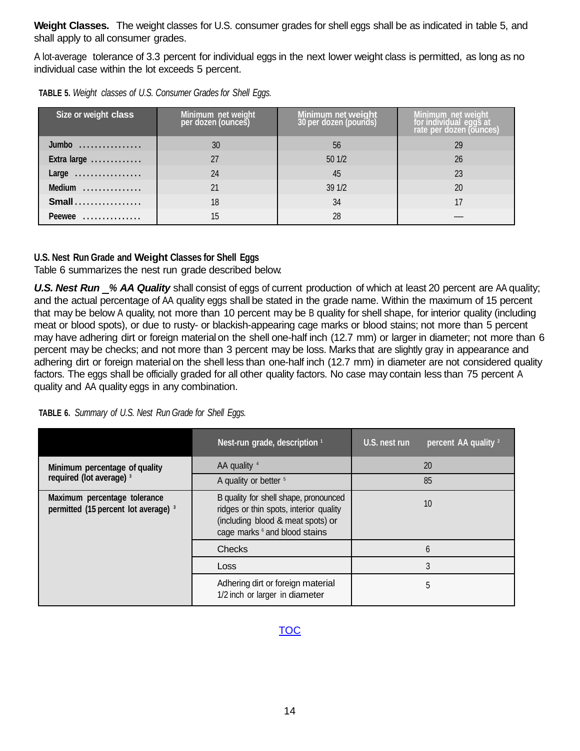**Weight Classes.** The weight classes for U.S. consumer grades for shell eggs shall be as indicated in table 5, and shall apply to all consumer grades.

A lot-average tolerance of 3.3 percent for individual eggs in the next lower weight class is permitted, as long as no individual case within the lot exceeds 5 percent.

**TABLE 5.** *Weight classes of U.S. Consumer Grades for Shell Eggs.*

| Size or weight class | Minimum net weight per dozen (ounces) | Minimum net weight 30 per dozen (pounds) | Minimum net weight for individual eggs at rate per dozen (ounces) |
|---|---|---|---|
| Jumbo ................ | 30 | 56 | 29 |
| Extra large ............. | 27 | 50 1/2 | 26 |
| Large ................. | 24 | 45 | 23 |
| Medium ............... | 21 | 39 1/2 | 20 |
| Small ................. | 18 | 34 | 17 |
| Peewee ............... | 15 | 28 | — |

**U.S. Nest Run Grade and Weight Classes for Shell Eggs**

Table 6 summarizes the nest run grade described below.

***U.S. Nest Run _% AA Quality*** shall consist of eggs of current production of which at least 20 percent are AA quality; and the actual percentage of AA quality eggs shall be stated in the grade name. Within the maximum of 15 percent that may be below A quality, not more than 10 percent may be B quality for shell shape, for interior quality (including meat or blood spots), or due to rusty- or blackish-appearing cage marks or blood stains; not more than 5 percent may have adhering dirt or foreign material on the shell one-half inch (12.7 mm) or larger in diameter; not more than 6 percent may be checks; and not more than 3 percent may be loss. Marks that are slightly gray in appearance and adhering dirt or foreign material on the shell less than one-half inch (12.7 mm) in diameter are not considered quality factors. The eggs shall be officially graded for all other quality factors. No case may contain less than 75 percent A quality and AA quality eggs in any combination.

**TABLE 6.** *Summary of U.S. Nest Run Grade for Shell Eggs.*

| | Nest-run grade, description [1] | U.S. nest run percent AA quality [2] |
|---|---|---|
| Minimum percentage of quality required (lot average) [3] | AA quality [4] | 20 |
| | A quality or better [5] | 85 |
| Maximum percentage tolerance permitted (15 percent lot average) [3] | B quality for shell shape, pronounced ridges or thin spots, interior quality (including blood & meat spots) or cage marks [6] and blood stains | 10 |
| | Checks | 6 |
| | Loss | 3 |
| | Adhering dirt or foreign material 1/2 inch or larger in diameter | 5 |

TOC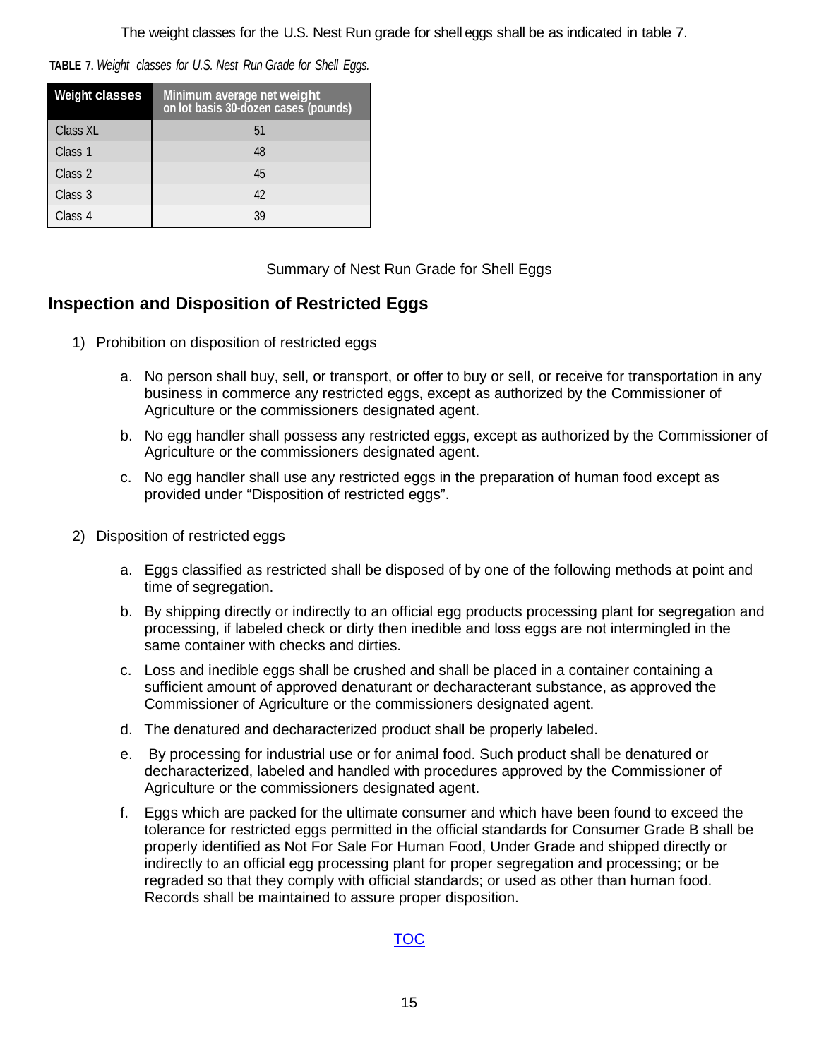The weight classes for the U.S. Nest Run grade for shell eggs shall be as indicated in table 7.

**TABLE 7.** *Weight classes for U.S. Nest Run Grade for Shell Eggs.*

| Weight classes | Minimum average net weight on lot basis 30-dozen cases (pounds) |
|---|---|
| Class XL | 51 |
| Class 1 | 48 |
| Class 2 | 45 |
| Class 3 | 42 |
| Class 4 | 39 |

Summary of Nest Run Grade for Shell Eggs

## Inspection and Disposition of Restricted Eggs

1) Prohibition on disposition of restricted eggs

   a. No person shall buy, sell, or transport, or offer to buy or sell, or receive for transportation in any business in commerce any restricted eggs, except as authorized by the Commissioner of Agriculture or the commissioners designated agent.

   b. No egg handler shall possess any restricted eggs, except as authorized by the Commissioner of Agriculture or the commissioners designated agent.

   c. No egg handler shall use any restricted eggs in the preparation of human food except as provided under "Disposition of restricted eggs".

2) Disposition of restricted eggs

   a. Eggs classified as restricted shall be disposed of by one of the following methods at point and time of segregation.

   b. By shipping directly or indirectly to an official egg products processing plant for segregation and processing, if labeled check or dirty then inedible and loss eggs are not intermingled in the same container with checks and dirties.

   c. Loss and inedible eggs shall be crushed and shall be placed in a container containing a sufficient amount of approved denaturant or decharacterant substance, as approved the Commissioner of Agriculture or the commissioners designated agent.

   d. The denatured and decharacterized product shall be properly labeled.

   e. By processing for industrial use or for animal food. Such product shall be denatured or decharacterized, labeled and handled with procedures approved by the Commissioner of Agriculture or the commissioners designated agent.

   f. Eggs which are packed for the ultimate consumer and which have been found to exceed the tolerance for restricted eggs permitted in the official standards for Consumer Grade B shall be properly identified as Not For Sale For Human Food, Under Grade and shipped directly or indirectly to an official egg processing plant for proper segregation and processing; or be regraded so that they comply with official standards; or used as other than human food. Records shall be maintained to assure proper disposition.

TOC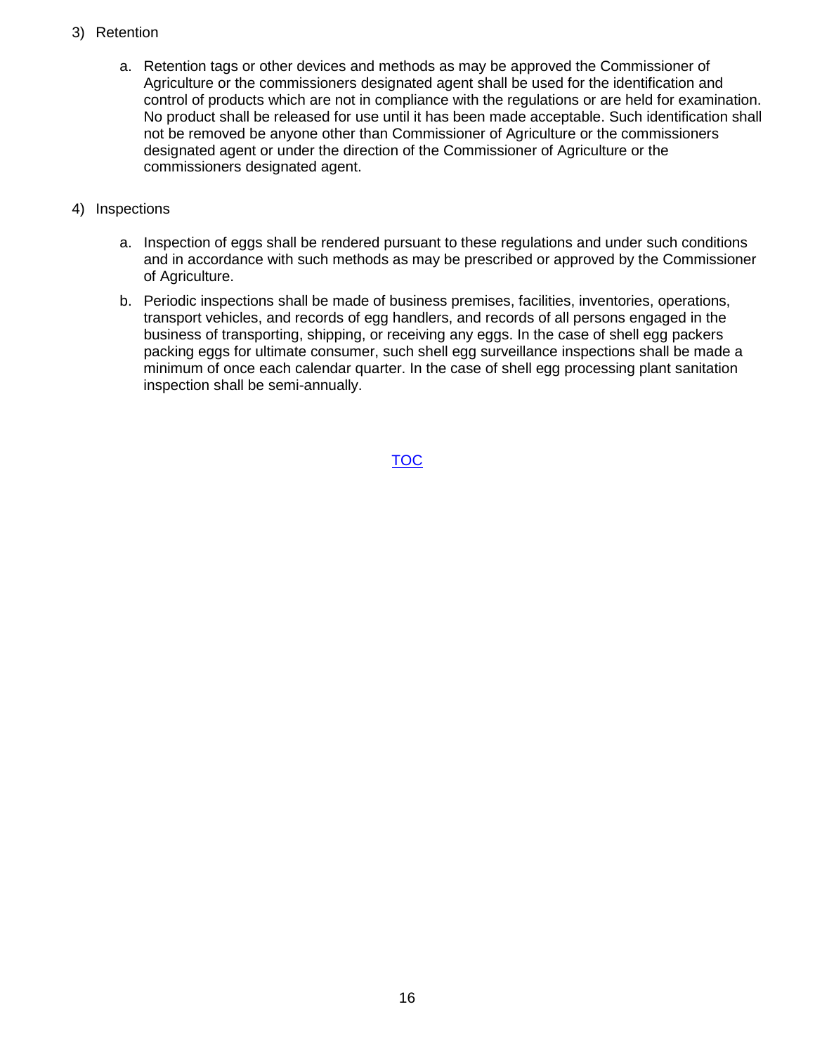3) Retention

   a. Retention tags or other devices and methods as may be approved the Commissioner of Agriculture or the commissioners designated agent shall be used for the identification and control of products which are not in compliance with the regulations or are held for examination. No product shall be released for use until it has been made acceptable. Such identification shall not be removed be anyone other than Commissioner of Agriculture or the commissioners designated agent or under the direction of the Commissioner of Agriculture or the commissioners designated agent.

4) Inspections

   a. Inspection of eggs shall be rendered pursuant to these regulations and under such conditions and in accordance with such methods as may be prescribed or approved by the Commissioner of Agriculture.

   b. Periodic inspections shall be made of business premises, facilities, inventories, operations, transport vehicles, and records of egg handlers, and records of all persons engaged in the business of transporting, shipping, or receiving any eggs. In the case of shell egg packers packing eggs for ultimate consumer, such shell egg surveillance inspections shall be made a minimum of once each calendar quarter. In the case of shell egg processing plant sanitation inspection shall be semi-annually.

TOC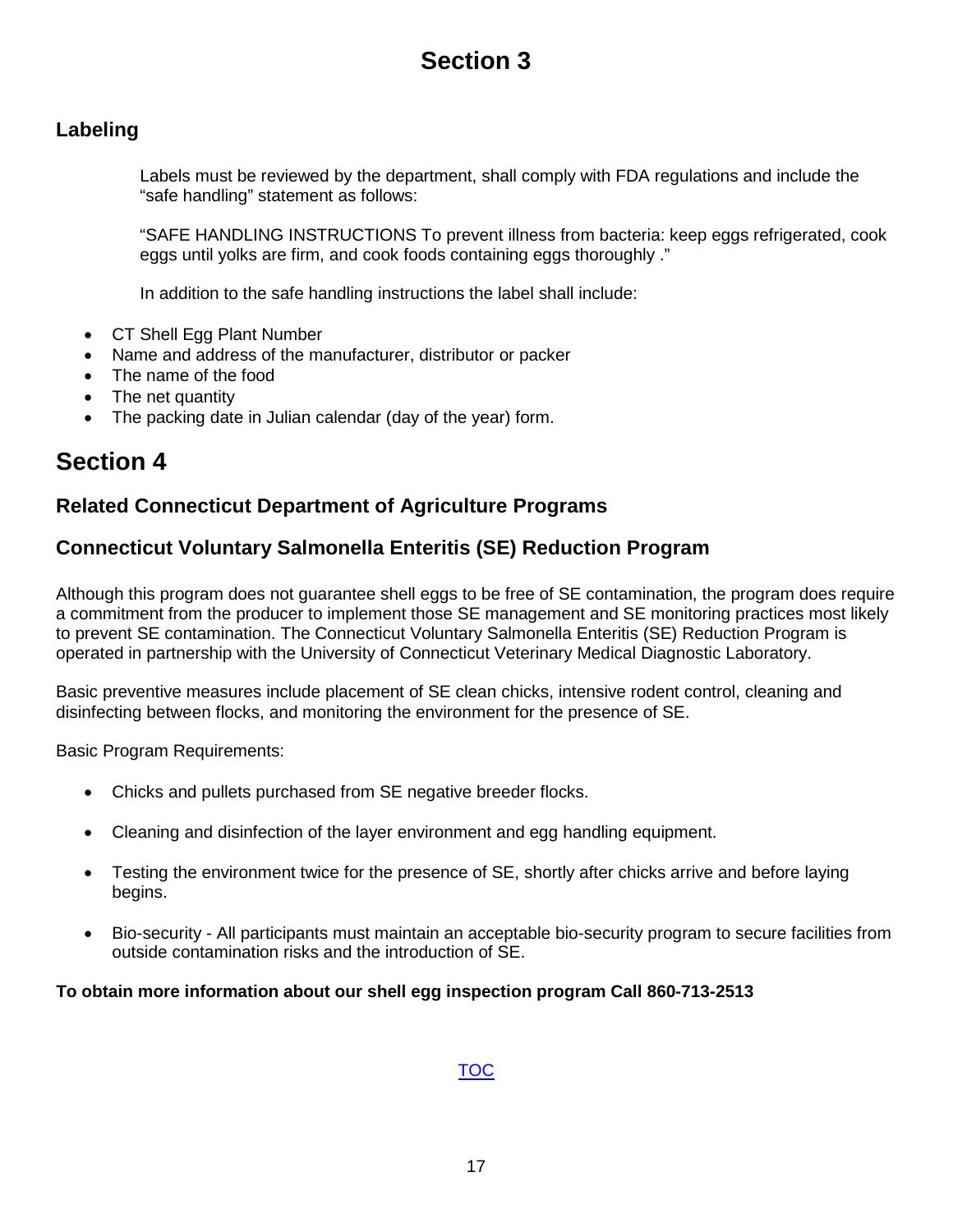# Section 3

## Labeling

Labels must be reviewed by the department, shall comply with FDA regulations and include the “safe handling” statement as follows:

“SAFE HANDLING INSTRUCTIONS To prevent illness from bacteria: keep eggs refrigerated, cook eggs until yolks are firm, and cook foods containing eggs thoroughly .”

In addition to the safe handling instructions the label shall include:

- CT Shell Egg Plant Number
- Name and address of the manufacturer, distributor or packer
- The name of the food
- The net quantity
- The packing date in Julian calendar (day of the year) form.

# Section 4

## Related Connecticut Department of Agriculture Programs

## Connecticut Voluntary Salmonella Enteritis (SE) Reduction Program

Although this program does not guarantee shell eggs to be free of SE contamination, the program does require a commitment from the producer to implement those SE management and SE monitoring practices most likely to prevent SE contamination. The Connecticut Voluntary Salmonella Enteritis (SE) Reduction Program is operated in partnership with the University of Connecticut Veterinary Medical Diagnostic Laboratory.

Basic preventive measures include placement of SE clean chicks, intensive rodent control, cleaning and disinfecting between flocks, and monitoring the environment for the presence of SE.

Basic Program Requirements:

- Chicks and pullets purchased from SE negative breeder flocks.
- Cleaning and disinfection of the layer environment and egg handling equipment.
- Testing the environment twice for the presence of SE, shortly after chicks arrive and before laying begins.
- Bio-security - All participants must maintain an acceptable bio-security program to secure facilities from outside contamination risks and the introduction of SE.

**To obtain more information about our shell egg inspection program Call 860-713-2513**

TOC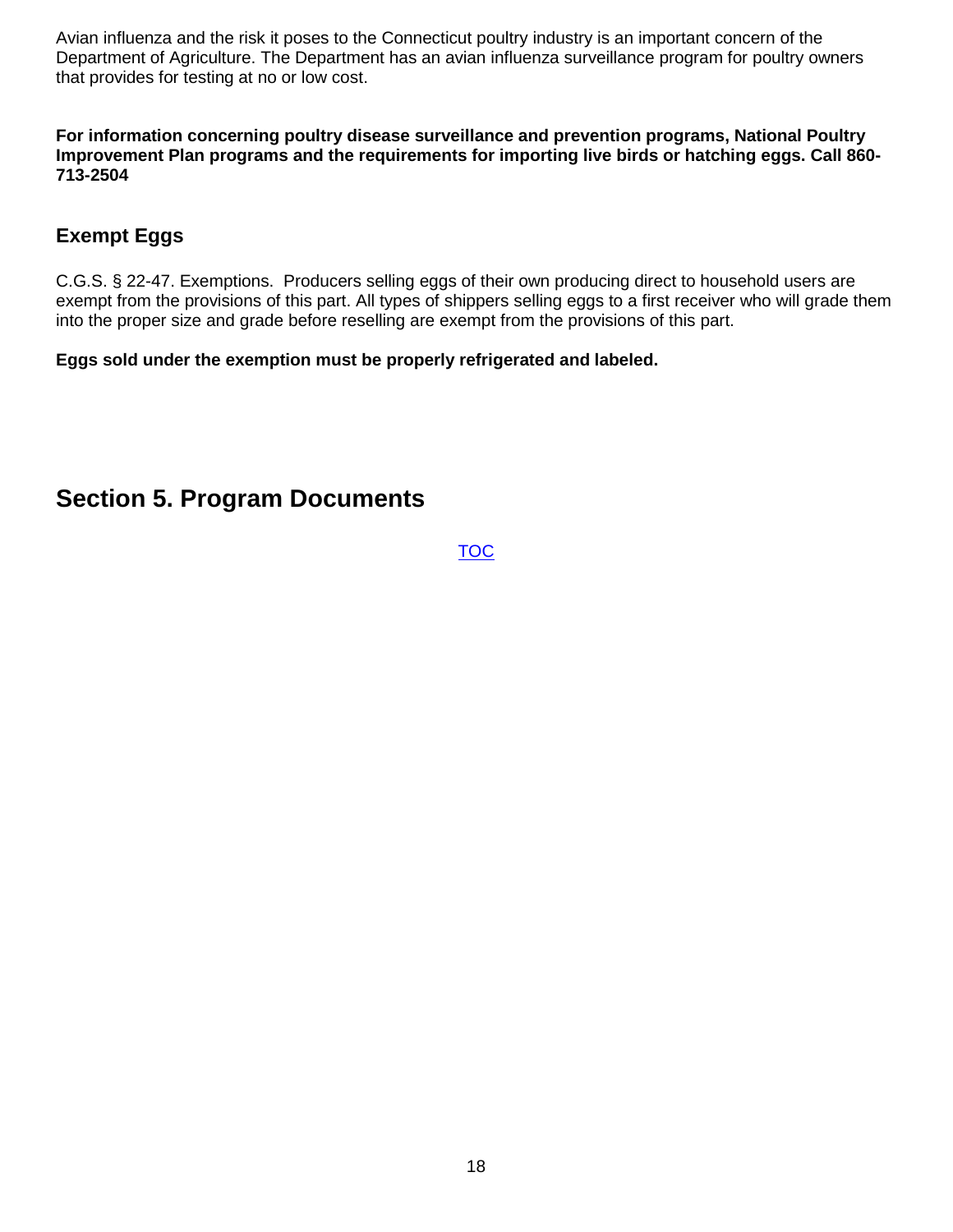Avian influenza and the risk it poses to the Connecticut poultry industry is an important concern of the Department of Agriculture. The Department has an avian influenza surveillance program for poultry owners that provides for testing at no or low cost.

**For information concerning poultry disease surveillance and prevention programs, National Poultry Improvement Plan programs and the requirements for importing live birds or hatching eggs. Call 860-713-2504**

## Exempt Eggs

C.G.S. § 22-47. Exemptions. Producers selling eggs of their own producing direct to household users are exempt from the provisions of this part. All types of shippers selling eggs to a first receiver who will grade them into the proper size and grade before reselling are exempt from the provisions of this part.

**Eggs sold under the exemption must be properly refrigerated and labeled.**

# Section 5. Program Documents

TOC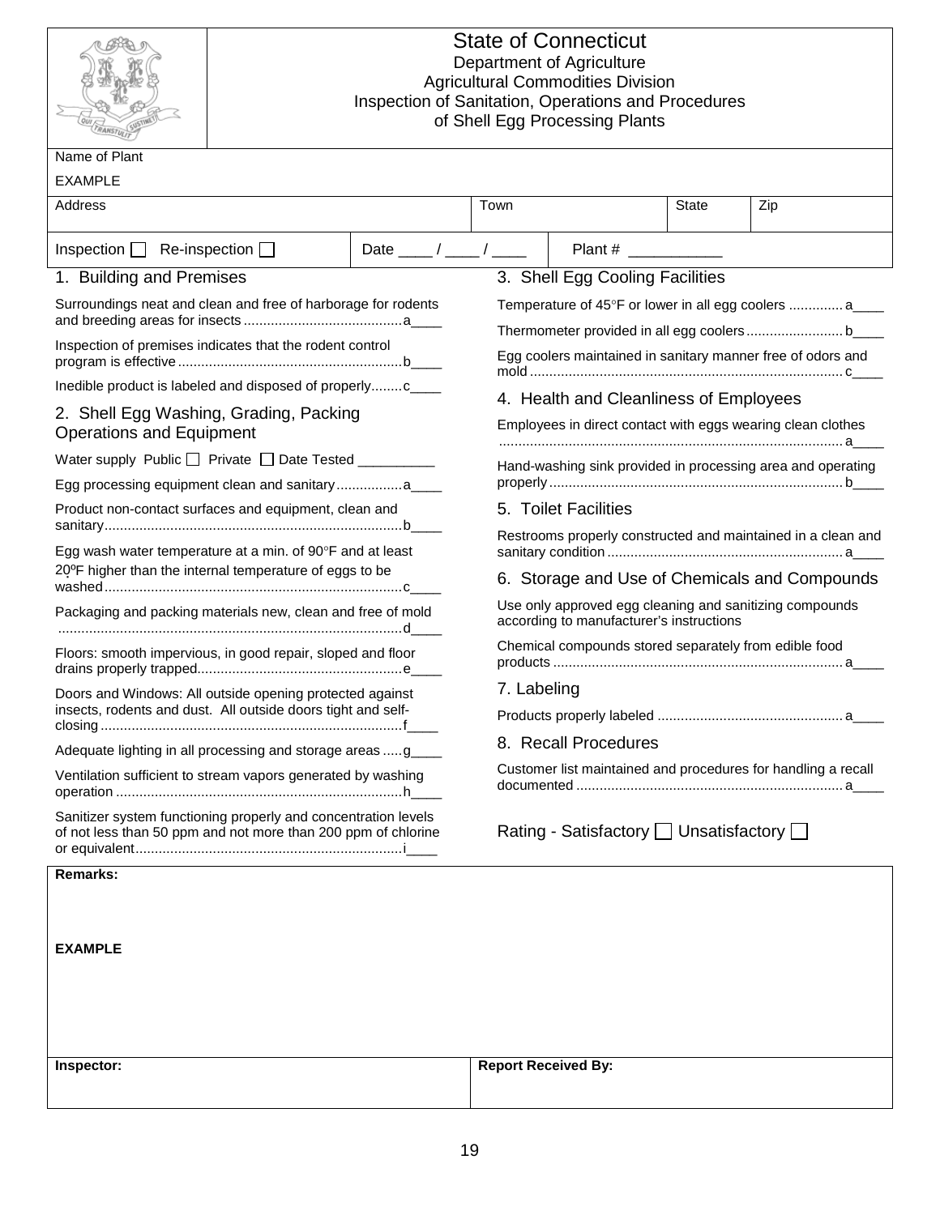# State of Connecticut
Department of Agriculture
Agricultural Commodities Division
Inspection of Sanitation, Operations and Procedures
of Shell Egg Processing Plants

| Name of Plant | | | |
|---|---|---|---|
| EXAMPLE | | | |
| Address | Town | State | Zip |
| | | | |

Inspection ☐ Re-inspection ☐ | Date ____ / ____ / ____ | Plant # ___________

## 1. Building and Premises

Surroundings neat and clean and free of harborage for rodents and breeding areas for insects ........................................ a____

Inspection of premises indicates that the rodent control program is effective ........................................ b____

Inedible product is labeled and disposed of properly........ c____

## 2. Shell Egg Washing, Grading, Packing Operations and Equipment

Water supply Public ☐ Private ☐ Date Tested __________

Egg processing equipment clean and sanitary................. a____

Product non-contact surfaces and equipment, clean and sanitary........................................ b____

Egg wash water temperature at a min. of 90°F and at least 20ºF higher than the internal temperature of eggs to be washed........................................ c____

Packaging and packing materials new, clean and free of mold ........................................ d____

Floors: smooth impervious, in good repair, sloped and floor drains properly trapped........................................ e____

Doors and Windows: All outside opening protected against insects, rodents and dust. All outside doors tight and self-closing........................................ f____

Adequate lighting in all processing and storage areas ..... g____

Ventilation sufficient to stream vapors generated by washing operation ........................................ h____

Sanitizer system functioning properly and concentration levels of not less than 50 ppm and not more than 200 ppm of chlorine or equivalent........................................ i____

## 3. Shell Egg Cooling Facilities

Temperature of 45°F or lower in all egg coolers ............. a____

Thermometer provided in all egg coolers......................... b____

Egg coolers maintained in sanitary manner free of odors and mold ........................................ c____

## 4. Health and Cleanliness of Employees

Employees in direct contact with eggs wearing clean clothes ........................................ a____

Hand-washing sink provided in processing area and operating properly........................................ b____

## 5. Toilet Facilities

Restrooms properly constructed and maintained in a clean and sanitary condition ........................................ a____

## 6. Storage and Use of Chemicals and Compounds

Use only approved egg cleaning and sanitizing compounds according to manufacturer's instructions

Chemical compounds stored separately from edible food products ........................................ a____

## 7. Labeling

Products properly labeled ........................................ a____

## 8. Recall Procedures

Customer list maintained and procedures for handling a recall documented ........................................ a____

Rating - Satisfactory ☐ Unsatisfactory ☐

**Remarks:**

**EXAMPLE**

| **Inspector:** | **Report Received By:** |
|---|---|
| | |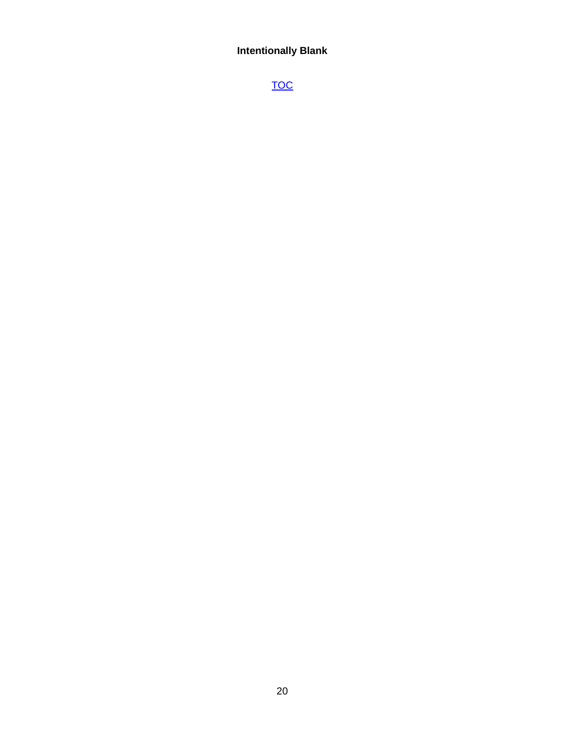**Intentionally Blank**

TOC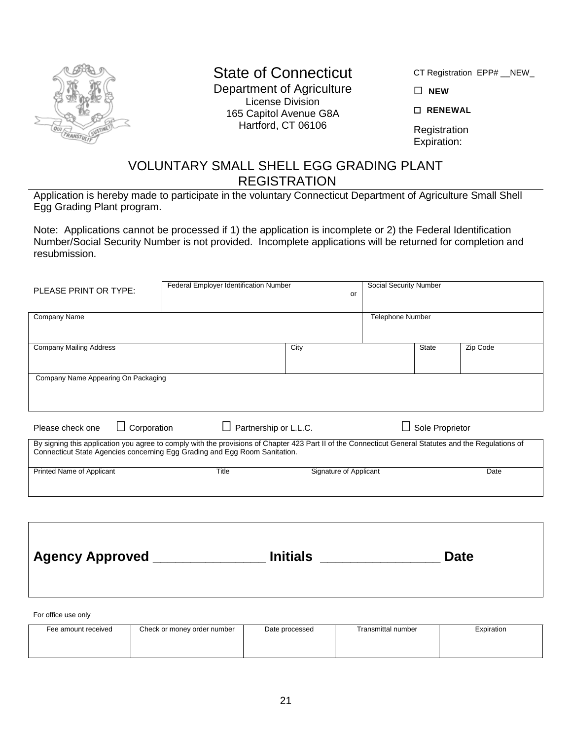State of Connecticut
Department of Agriculture
License Division
165 Capitol Avenue G8A
Hartford, CT 06106

CT Registration EPP# __NEW_

☐ **NEW**

☐ **RENEWAL**

Registration Expiration:

# VOLUNTARY SMALL SHELL EGG GRADING PLANT REGISTRATION

Application is hereby made to participate in the voluntary Connecticut Department of Agriculture Small Shell Egg Grading Plant program.

Note: Applications cannot be processed if 1) the application is incomplete or 2) the Federal Identification Number/Social Security Number is not provided. Incomplete applications will be returned for completion and resubmission.

| PLEASE PRINT OR TYPE: | Federal Employer Identification Number or | | Social Security Number | |
|---|---|---|---|---|
| Company Name | | | Telephone Number | |
| Company Mailing Address | | City | State | Zip Code |
| Company Name Appearing On Packaging | | | | |

Please check one ☐ Corporation ☐ Partnership or L.L.C. ☐ Sole Proprietor

By signing this application you agree to comply with the provisions of Chapter 423 Part II of the Connecticut General Statutes and the Regulations of Connecticut State Agencies concerning Egg Grading and Egg Room Sanitation.

| Printed Name of Applicant | Title | Signature of Applicant | Date |
|---|---|---|---|
| | | | |

**Agency Approved _______________ Initials _________________ Date**

For office use only

| Fee amount received | Check or money order number | Date processed | Transmittal number | Expiration |
|---|---|---|---|---|
| | | | | |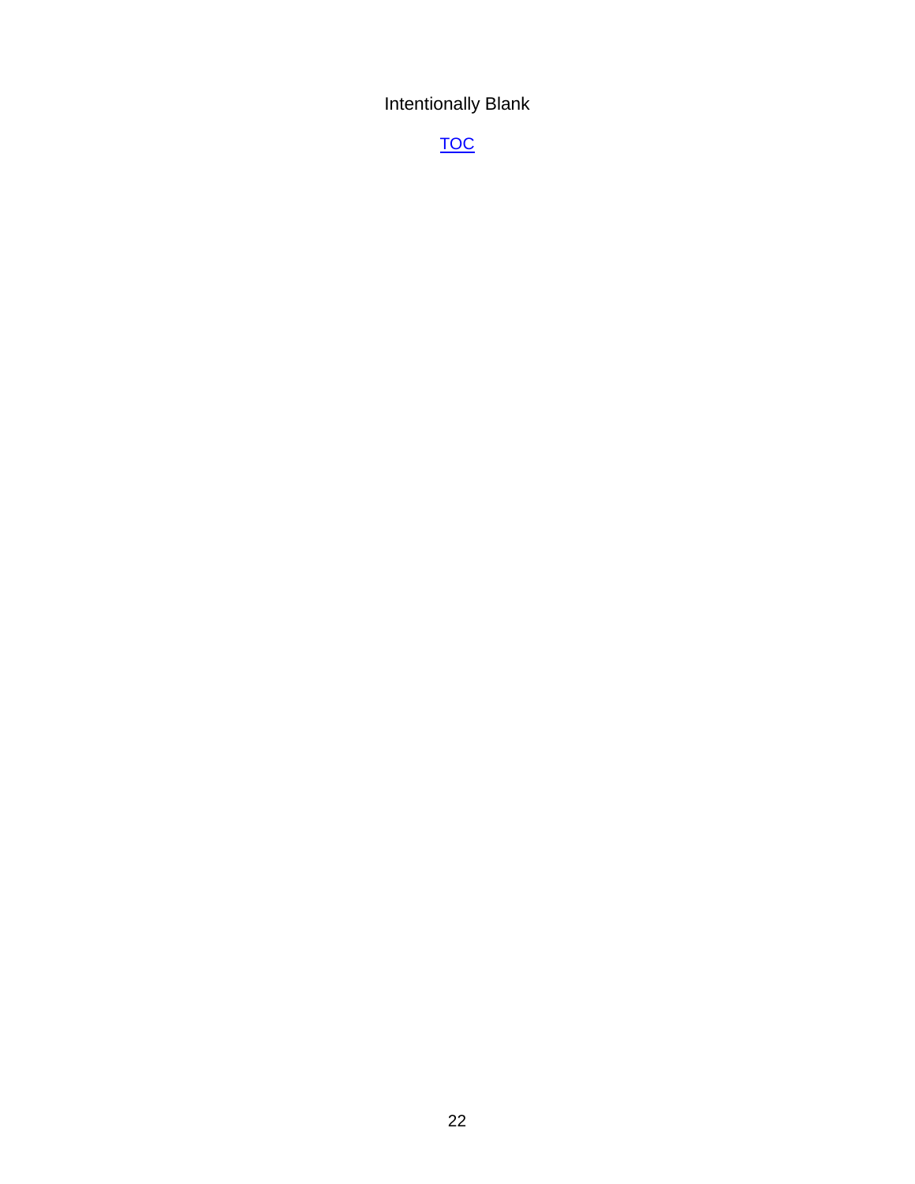Intentionally Blank

TOC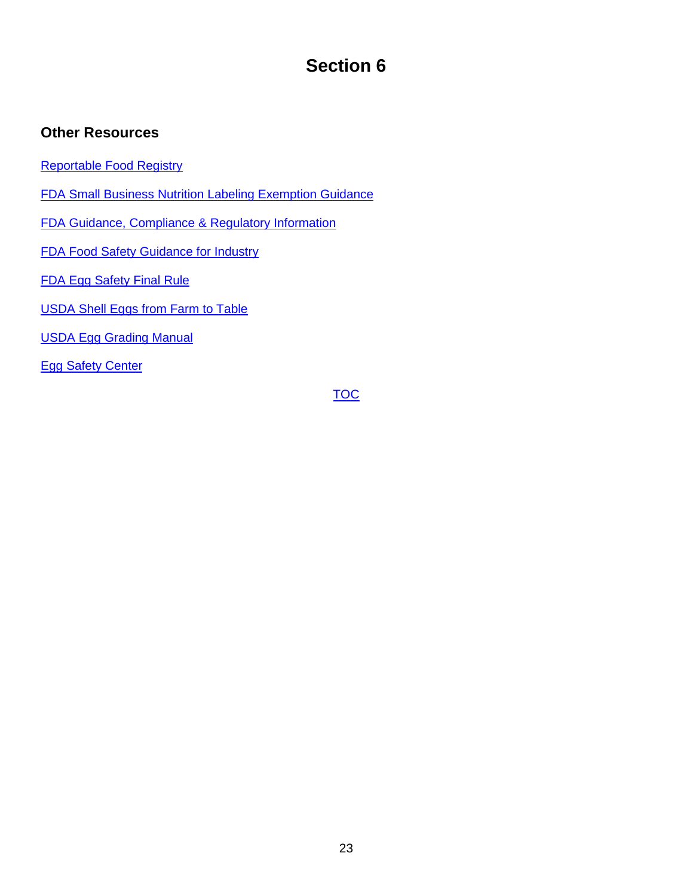# Section 6

## Other Resources

Reportable Food Registry

FDA Small Business Nutrition Labeling Exemption Guidance

FDA Guidance, Compliance & Regulatory Information

FDA Food Safety Guidance for Industry

FDA Egg Safety Final Rule

USDA Shell Eggs from Farm to Table

USDA Egg Grading Manual

Egg Safety Center

TOC